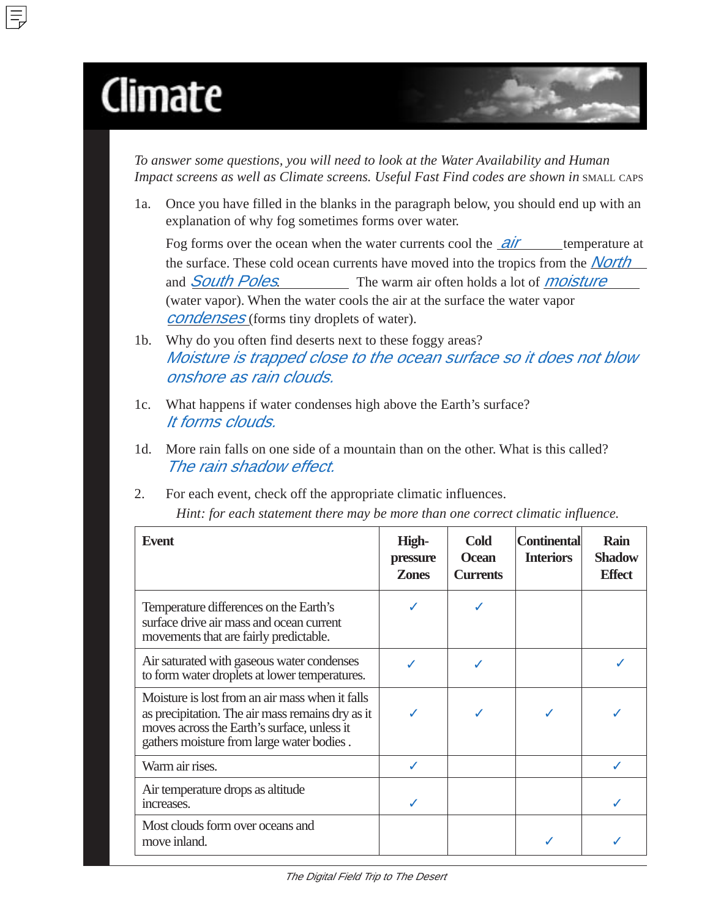# Climate

*To answer some questions, you will need to look at the Water Availability and Human Impact screens as well as Climate screens. Useful Fast Find codes are shown in* SMALL CAPS

1a. Once you have filled in the blanks in the paragraph below, you should end up with an explanation of why fog sometimes forms over water.

Fog forms over the ocean when the water currents cool the *air* temperature at the surface. These cold ocean currents have moved into the tropics from the *North* and *South Poles.* The warm air often holds a lot of *moisture* (water vapor). When the water cools the air at the surface the water vapor *condenses* (forms tiny droplets of water).

1b. Why do you often find deserts next to these foggy areas?
*Moisture is trapped close to the ocean surface so it does not blow onshore as rain clouds.*

1c. What happens if water condenses high above the Earth's surface?
*It forms clouds.*

1d. More rain falls on one side of a mountain than on the other. What is this called?
*The rain shadow effect.*

2. For each event, check off the appropriate climatic influences.
*Hint: for each statement there may be more than one correct climatic influence.*

| Event | High-pressure Zones | Cold Ocean Currents | Continental Interiors | Rain Shadow Effect |
|---|---|---|---|---|
| Temperature differences on the Earth's surface drive air mass and ocean current movements that are fairly predictable. | ✓ | ✓ | | |
| Air saturated with gaseous water condenses to form water droplets at lower temperatures. | ✓ | ✓ | | ✓ |
| Moisture is lost from an air mass when it falls as precipitation. The air mass remains dry as it moves across the Earth's surface, unless it gathers moisture from large water bodies . | ✓ | ✓ | ✓ | ✓ |
| Warm air rises. | ✓ | | | ✓ |
| Air temperature drops as altitude increases. | ✓ | | | ✓ |
| Most clouds form over oceans and move inland. | | | ✓ | ✓ |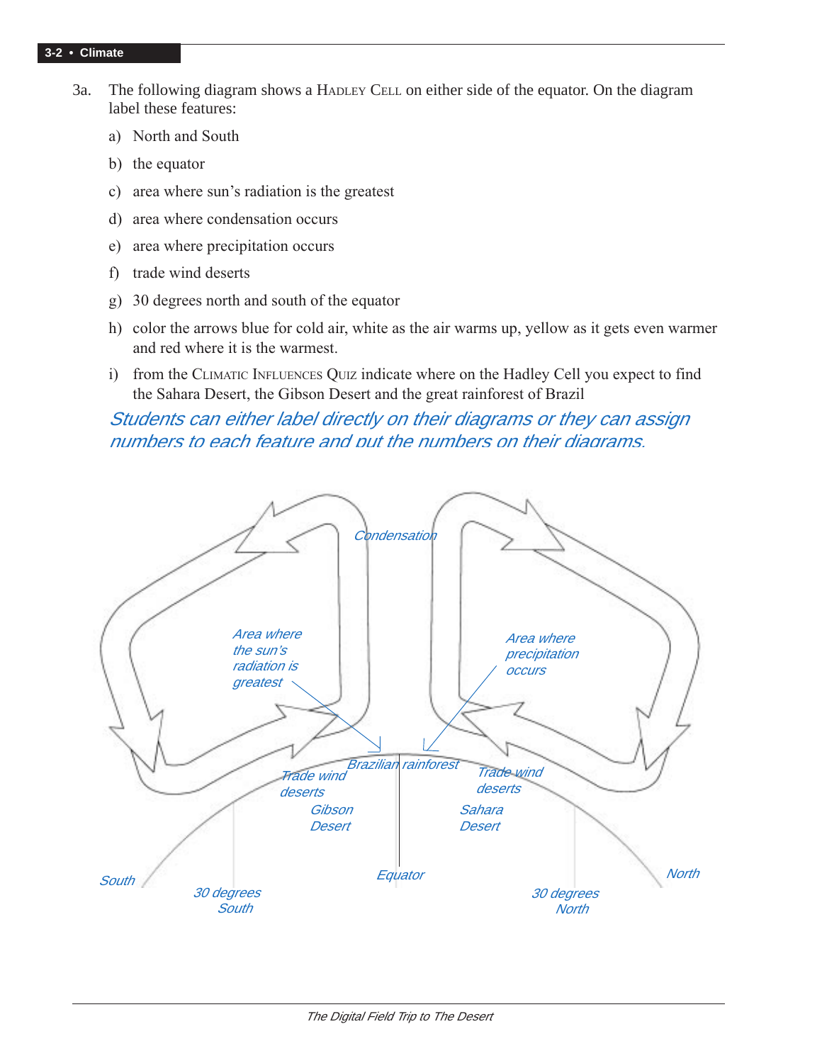3a. The following diagram shows a HADLEY CELL on either side of the equator. On the diagram label these features:

a) North and South

b) the equator

c) area where sun's radiation is the greatest

d) area where condensation occurs

e) area where precipitation occurs

f) trade wind deserts

g) 30 degrees north and south of the equator

h) color the arrows blue for cold air, white as the air warms up, yellow as it gets even warmer and red where it is the warmest.

i) from the CLIMATIC INFLUENCES QUIZ indicate where on the Hadley Cell you expect to find the Sahara Desert, the Gibson Desert and the great rainforest of Brazil

*Students can either label directly on their diagrams or they can assign numbers to each feature and put the numbers on their diagrams.*

Condensation

Area where the sun's radiation is greatest

Area where precipitation occurs

Brazilian rainforest

Trade wind deserts

Trade wind deserts

Gibson Desert

Sahara Desert

South

30 degrees South

Equator

North

30 degrees North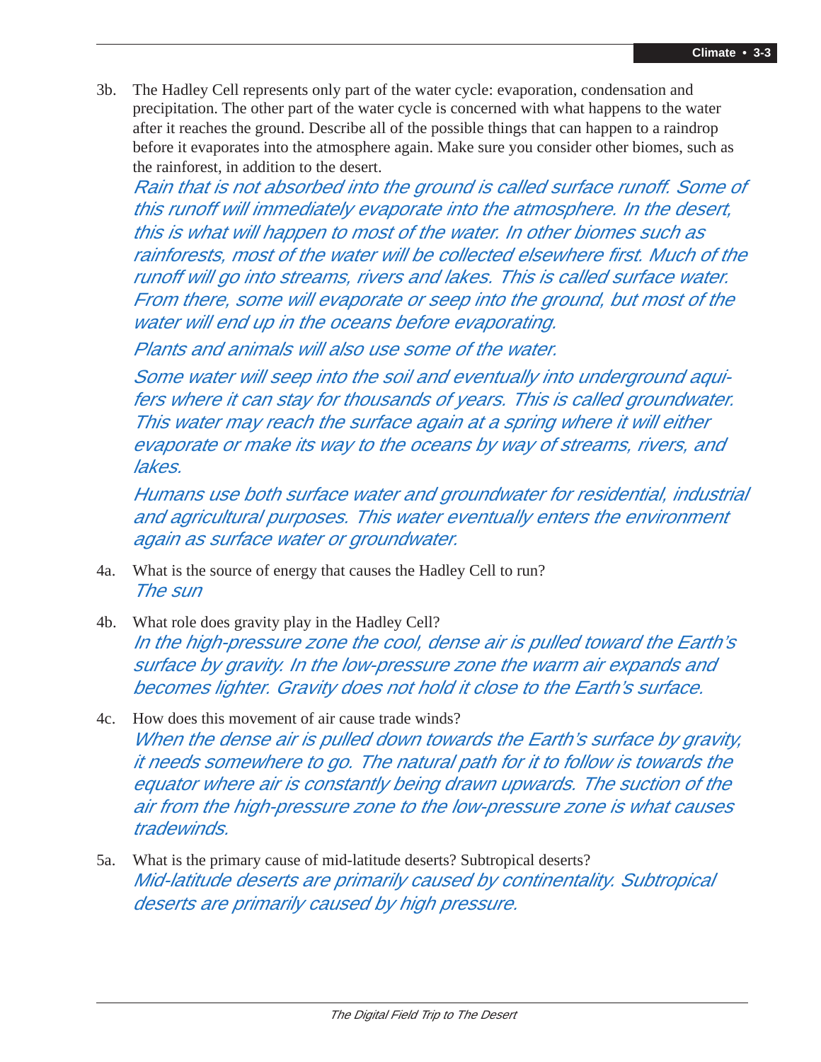3b. The Hadley Cell represents only part of the water cycle: evaporation, condensation and precipitation. The other part of the water cycle is concerned with what happens to the water after it reaches the ground. Describe all of the possible things that can happen to a raindrop before it evaporates into the atmosphere again. Make sure you consider other biomes, such as the rainforest, in addition to the desert.

   *Rain that is not absorbed into the ground is called surface runoff. Some of this runoff will immediately evaporate into the atmosphere. In the desert, this is what will happen to most of the water. In other biomes such as rainforests, most of the water will be collected elsewhere first. Much of the runoff will go into streams, rivers and lakes. This is called surface water. From there, some will evaporate or seep into the ground, but most of the water will end up in the oceans before evaporating.*

   *Plants and animals will also use some of the water.*

   *Some water will seep into the soil and eventually into underground aquifers where it can stay for thousands of years. This is called groundwater. This water may reach the surface again at a spring where it will either evaporate or make its way to the oceans by way of streams, rivers, and lakes.*

   *Humans use both surface water and groundwater for residential, industrial and agricultural purposes. This water eventually enters the environment again as surface water or groundwater.*

4a. What is the source of energy that causes the Hadley Cell to run?

   *The sun*

4b. What role does gravity play in the Hadley Cell?

   *In the high-pressure zone the cool, dense air is pulled toward the Earth's surface by gravity. In the low-pressure zone the warm air expands and becomes lighter. Gravity does not hold it close to the Earth's surface.*

4c. How does this movement of air cause trade winds?

   *When the dense air is pulled down towards the Earth's surface by gravity, it needs somewhere to go. The natural path for it to follow is towards the equator where air is constantly being drawn upwards. The suction of the air from the high-pressure zone to the low-pressure zone is what causes tradewinds.*

5a. What is the primary cause of mid-latitude deserts? Subtropical deserts?

   *Mid-latitude deserts are primarily caused by continentality. Subtropical deserts are primarily caused by high pressure.*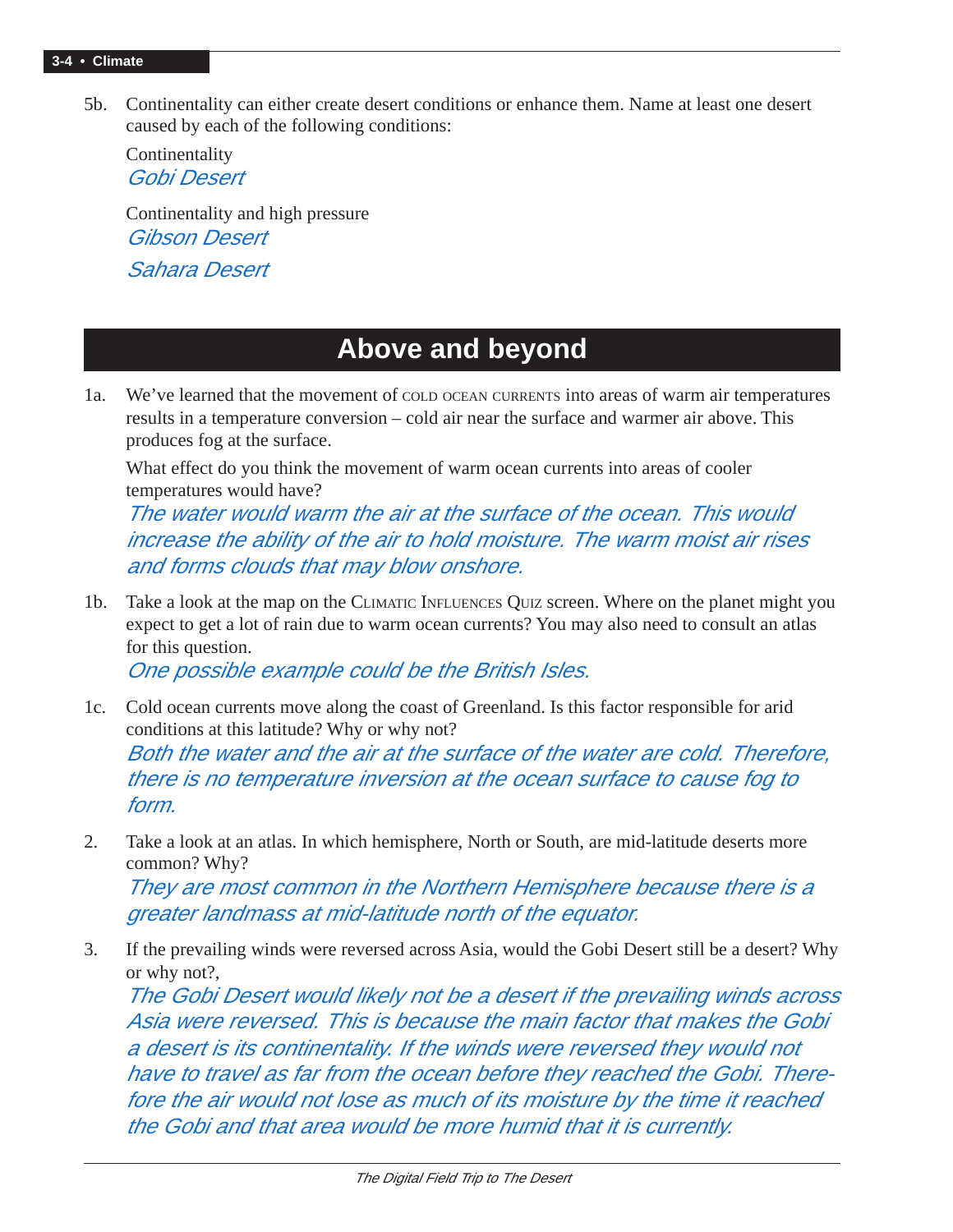5b. Continentality can either create desert conditions or enhance them. Name at least one desert caused by each of the following conditions:

Continentality

*Gobi Desert*

Continentality and high pressure

*Gibson Desert*

*Sahara Desert*

## Above and beyond

1a. We've learned that the movement of COLD OCEAN CURRENTS into areas of warm air temperatures results in a temperature conversion – cold air near the surface and warmer air above. This produces fog at the surface.

What effect do you think the movement of warm ocean currents into areas of cooler temperatures would have?

*The water would warm the air at the surface of the ocean. This would increase the ability of the air to hold moisture. The warm moist air rises and forms clouds that may blow onshore.*

1b. Take a look at the map on the CLIMATIC INFLUENCES QUIZ screen. Where on the planet might you expect to get a lot of rain due to warm ocean currents? You may also need to consult an atlas for this question.

*One possible example could be the British Isles.*

1c. Cold ocean currents move along the coast of Greenland. Is this factor responsible for arid conditions at this latitude? Why or why not?

*Both the water and the air at the surface of the water are cold. Therefore, there is no temperature inversion at the ocean surface to cause fog to form.*

2. Take a look at an atlas. In which hemisphere, North or South, are mid-latitude deserts more common? Why?

*They are most common in the Northern Hemisphere because there is a greater landmass at mid-latitude north of the equator.*

3. If the prevailing winds were reversed across Asia, would the Gobi Desert still be a desert? Why or why not?,

*The Gobi Desert would likely not be a desert if the prevailing winds across Asia were reversed. This is because the main factor that makes the Gobi a desert is its continentality. If the winds were reversed they would not have to travel as far from the ocean before they reached the Gobi. Therefore the air would not lose as much of its moisture by the time it reached the Gobi and that area would be more humid that it is currently.*